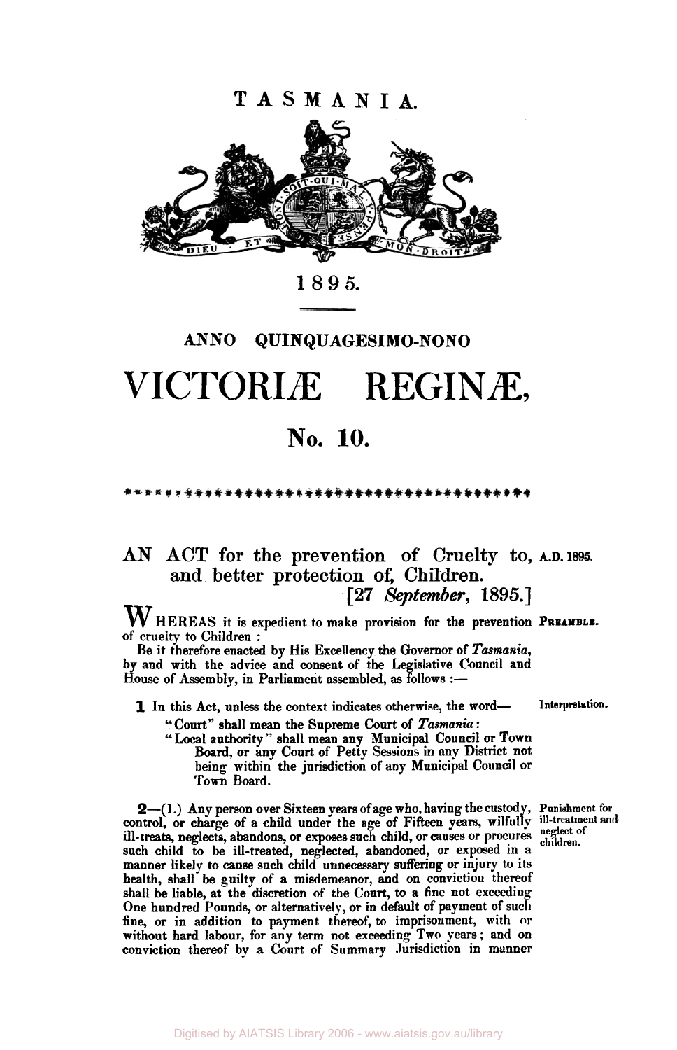# TASMANIA.

DIEU ET MON DROIT

1895.

## ANNO QUINQUAGESIMO-NONO

# VICTORIÆ REGINÆ,

## No. 10.

## AN ACT for the prevention of Cruelty to, and better protection of, Children.

A.D. 1895.

[27 *September*, 1895.]

**PREAMBLE.**

WHEREAS it is expedient to make provision for the prevention of cruelty to Children :

Be it therefore enacted by His Excellency the Governor of *Tasmania*, by and with the advice and consent of the Legislative Council and House of Assembly, in Parliament assembled, as follows :—

**Interpretation.**

**1** In this Act, unless the context indicates otherwise, the word—

"Court" shall mean the Supreme Court of *Tasmania* :

"Local authority" shall mean any Municipal Council or Town Board, or any Court of Petty Sessions in any District not being within the jurisdiction of any Municipal Council or Town Board.

**Punishment for ill-treatment and neglect of children.**

**2**—(1.) Any person over Sixteen years of age who, having the custody, control, or charge of a child under the age of Fifteen years, wilfully ill-treats, neglects, abandons, or exposes such child, or causes or procures such child to be ill-treated, neglected, abandoned, or exposed in a manner likely to cause such child unnecessary suffering or injury to its health, shall be guilty of a misdemeanor, and on conviction thereof shall be liable, at the discretion of the Court, to a fine not exceeding One hundred Pounds, or alternatively, or in default of payment of such fine, or in addition to payment thereof, to imprisonment, with or without hard labour, for any term not exceeding Two years; and on conviction thereof by a Court of Summary Jurisdiction in manner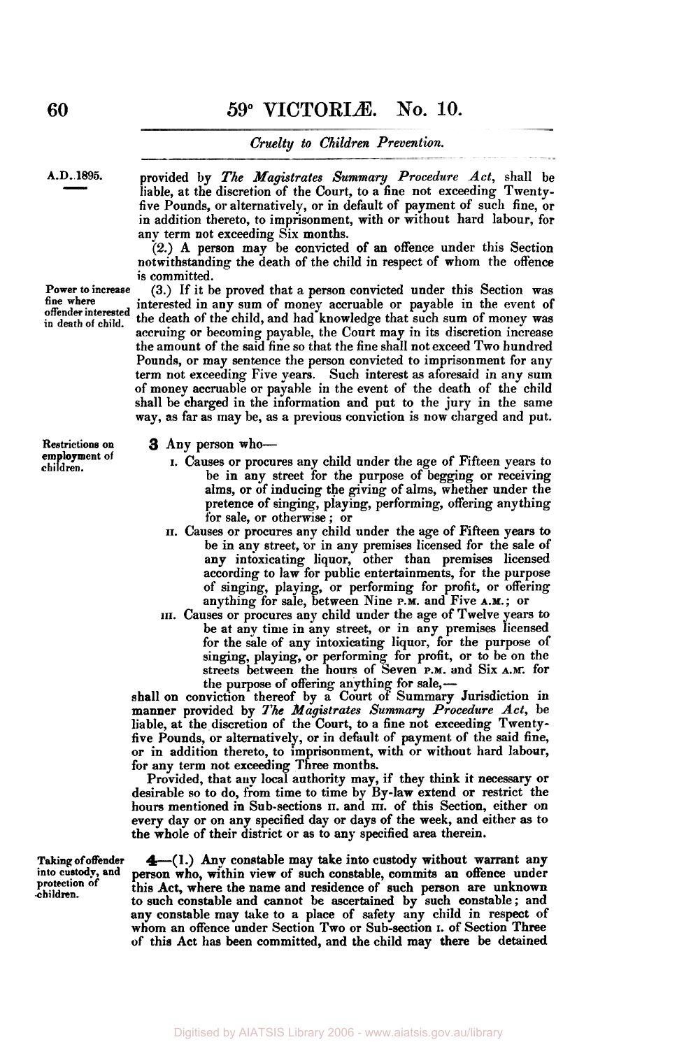provided by *The Magistrates Summary Procedure Act*, shall be liable, at the discretion of the Court, to a fine not exceeding Twenty-five Pounds, or alternatively, or in default of payment of such fine, or in addition thereto, to imprisonment, with or without hard labour, for any term not exceeding Six months.

(2.) A person may be convicted of an offence under this Section notwithstanding the death of the child in respect of whom the offence is committed.

*Power to increase fine where offender interested in death of child.*

(3.) If it be proved that a person convicted under this Section was interested in any sum of money accruable or payable in the event of the death of the child, and had knowledge that such sum of money was accruing or becoming payable, the Court may in its discretion increase the amount of the said fine so that the fine shall not exceed Two hundred Pounds, or may sentence the person convicted to imprisonment for any term not exceeding Five years. Such interest as aforesaid in any sum of money accruable or payable in the event of the death of the child shall be charged in the information and put to the jury in the same way, as far as may be, as a previous conviction is now charged and put.

*Restrictions on employment of children.*

**3** Any person who—

I. Causes or procures any child under the age of Fifteen years to be in any street for the purpose of begging or receiving alms, or of inducing the giving of alms, whether under the pretence of singing, playing, performing, offering anything for sale, or otherwise; or

II. Causes or procures any child under the age of Fifteen years to be in any street, or in any premises licensed for the sale of any intoxicating liquor, other than premises licensed according to law for public entertainments, for the purpose of singing, playing, or performing for profit, or offering anything for sale, between Nine P.M. and Five A.M.; or

III. Causes or procures any child under the age of Twelve years to be at any time in any street, or in any premises licensed for the sale of any intoxicating liquor, for the purpose of singing, playing, or performing for profit, or to be on the streets between the hours of Seven P.M. and Six A.M. for the purpose of offering anything for sale,—

shall on conviction thereof by a Court of Summary Jurisdiction in manner provided by *The Magistrates Summary Procedure Act*, be liable, at the discretion of the Court, to a fine not exceeding Twenty-five Pounds, or alternatively, or in default of payment of the said fine, or in addition thereto, to imprisonment, with or without hard labour, for any term not exceeding Three months.

Provided, that any local authority may, if they think it necessary or desirable so to do, from time to time by By-law extend or restrict the hours mentioned in Sub-sections II. and III. of this Section, either on every day or on any specified day or days of the week, and either as to the whole of their district or as to any specified area therein.

*Taking of offender into custody, and protection of children.*

**4**—(1.) Any constable may take into custody without warrant any person who, within view of such constable, commits an offence under this Act, where the name and residence of such person are unknown to such constable and cannot be ascertained by such constable; and any constable may take to a place of safety any child in respect of whom an offence under Section Two or Sub-section I. of Section Three of this Act has been committed, and the child may there be detained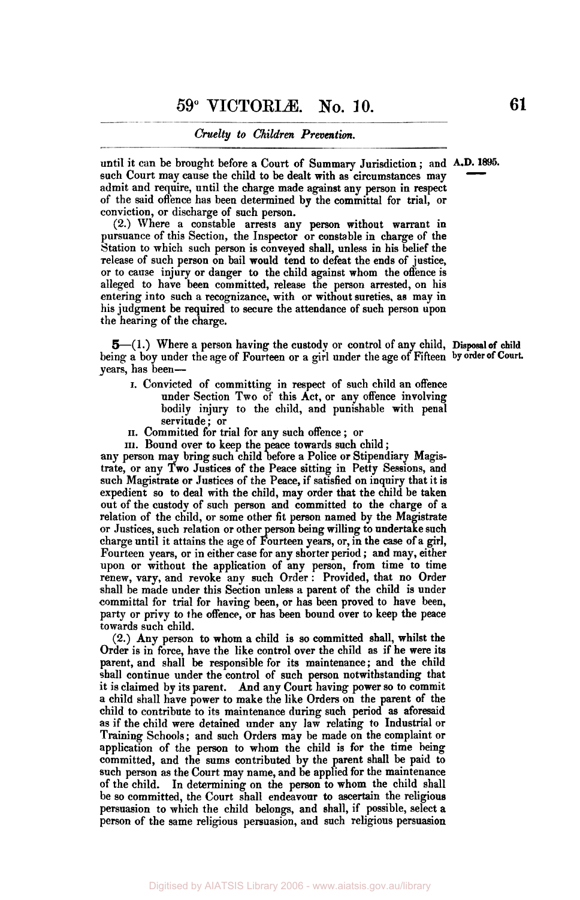until it can be brought before a Court of Summary Jurisdiction; and such Court may cause the child to be dealt with as circumstances may admit and require, until the charge made against any person in respect of the said offence has been determined by the committal for trial, or conviction, or discharge of such person.

(2.) Where a constable arrests any person without warrant in pursuance of this Section, the Inspector or constable in charge of the Station to which such person is conveyed shall, unless in his belief the release of such person on bail would tend to defeat the ends of justice, or to cause injury or danger to the child against whom the offence is alleged to have been committed, release the person arrested, on his entering into such a recognizance, with or without sureties, as may in his judgment be required to secure the attendance of such person upon the hearing of the charge.

**Disposal of child by order of Court.**

**5**—(1.) Where a person having the custody or control of any child, being a boy under the age of Fourteen or a girl under the age of Fifteen years, has been—

I. Convicted of committing in respect of such child an offence under Section Two of this Act, or any offence involving bodily injury to the child, and punishable with penal servitude; or

II. Committed for trial for any such offence; or

III. Bound over to keep the peace towards such child;

any person may bring such child before a Police or Stipendiary Magistrate, or any Two Justices of the Peace sitting in Petty Sessions, and such Magistrate or Justices of the Peace, if satisfied on inquiry that it is expedient so to deal with the child, may order that the child be taken out of the custody of such person and committed to the charge of a relation of the child, or some other fit person named by the Magistrate or Justices, such relation or other person being willing to undertake such charge until it attains the age of Fourteen years, or, in the case of a girl, Fourteen years, or in either case for any shorter period; and may, either upon or without the application of any person, from time to time renew, vary, and revoke any such Order: Provided, that no Order shall be made under this Section unless a parent of the child is under committal for trial for having been, or has been proved to have been, party or privy to the offence, or has been bound over to keep the peace towards such child.

(2.) Any person to whom a child is so committed shall, whilst the Order is in force, have the like control over the child as if he were its parent, and shall be responsible for its maintenance; and the child shall continue under the control of such person notwithstanding that it is claimed by its parent. And any Court having power so to commit a child shall have power to make the like Orders on the parent of the child to contribute to its maintenance during such period as aforesaid as if the child were detained under any law relating to Industrial or Training Schools; and such Orders may be made on the complaint or application of the person to whom the child is for the time being committed, and the sums contributed by the parent shall be paid to such person as the Court may name, and be applied for the maintenance of the child. In determining on the person to whom the child shall be so committed, the Court shall endeavour to ascertain the religious persuasion to which the child belongs, and shall, if possible, select a person of the same religious persuasion, and such religious persuasion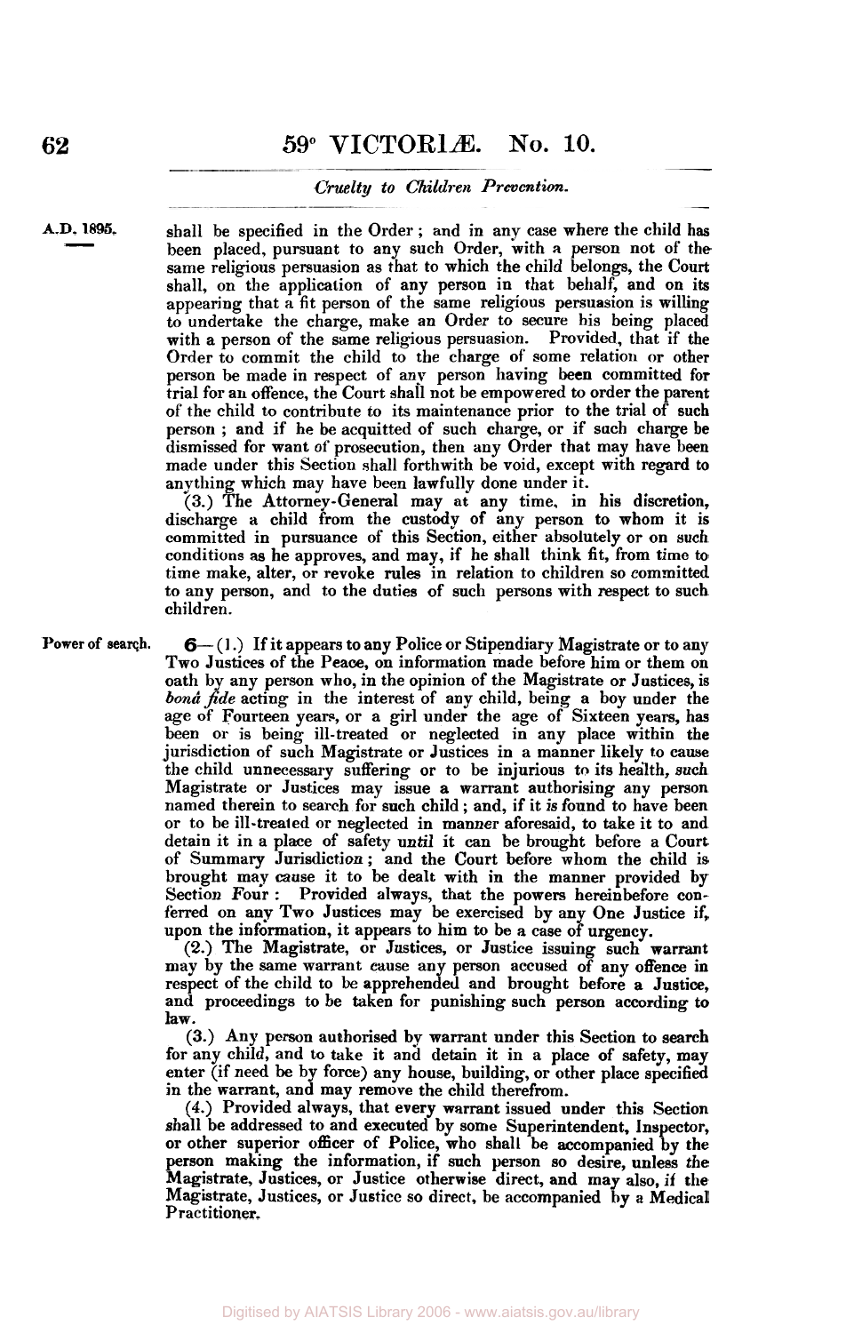A.D. 1895.

shall be specified in the Order; and in any case where the child has been placed, pursuant to any such Order, with a person not of the same religious persuasion as that to which the child belongs, the Court shall, on the application of any person in that behalf, and on its appearing that a fit person of the same religious persuasion is willing to undertake the charge, make an Order to secure his being placed with a person of the same religious persuasion. Provided, that if the Order to commit the child to the charge of some relation or other person be made in respect of any person having been committed for trial for an offence, the Court shall not be empowered to order the parent of the child to contribute to its maintenance prior to the trial of such person; and if he be acquitted of such charge, or if such charge be dismissed for want of prosecution, then any Order that may have been made under this Section shall forthwith be void, except with regard to anything which may have been lawfully done under it.

(3.) The Attorney-General may at any time, in his discretion, discharge a child from the custody of any person to whom it is committed in pursuance of this Section, either absolutely or on such conditions as he approves, and may, if he shall think fit, from time to time make, alter, or revoke rules in relation to children so committed to any person, and to the duties of such persons with respect to such children.

Power of search.

**6**—(1.) If it appears to any Police or Stipendiary Magistrate or to any Two Justices of the Peace, on information made before him or them on oath by any person who, in the opinion of the Magistrate or Justices, is *bonâ fide* acting in the interest of any child, being a boy under the age of Fourteen years, or a girl under the age of Sixteen years, has been or is being ill-treated or neglected in any place within the jurisdiction of such Magistrate or Justices in a manner likely to cause the child unnecessary suffering or to be injurious to its health, such Magistrate or Justices may issue a warrant authorising any person named therein to search for such child; and, if it is found to have been or to be ill-treated or neglected in manner aforesaid, to take it to and detain it in a place of safety until it can be brought before a Court of Summary Jurisdiction; and the Court before whom the child is brought may cause it to be dealt with in the manner provided by Section Four: Provided always, that the powers hereinbefore conferred on any Two Justices may be exercised by any One Justice if, upon the information, it appears to him to be a case of urgency.

(2.) The Magistrate, or Justices, or Justice issuing such warrant may by the same warrant cause any person accused of any offence in respect of the child to be apprehended and brought before a Justice, and proceedings to be taken for punishing such person according to law.

(3.) Any person authorised by warrant under this Section to search for any child, and to take it and detain it in a place of safety, may enter (if need be by force) any house, building, or other place specified in the warrant, and may remove the child therefrom.

(4.) Provided always, that every warrant issued under this Section shall be addressed to and executed by some Superintendent, Inspector, or other superior officer of Police, who shall be accompanied by the person making the information, if such person so desire, unless the Magistrate, Justices, or Justice otherwise direct, and may also, if the Magistrate, Justices, or Justice so direct, be accompanied by a Medical Practitioner.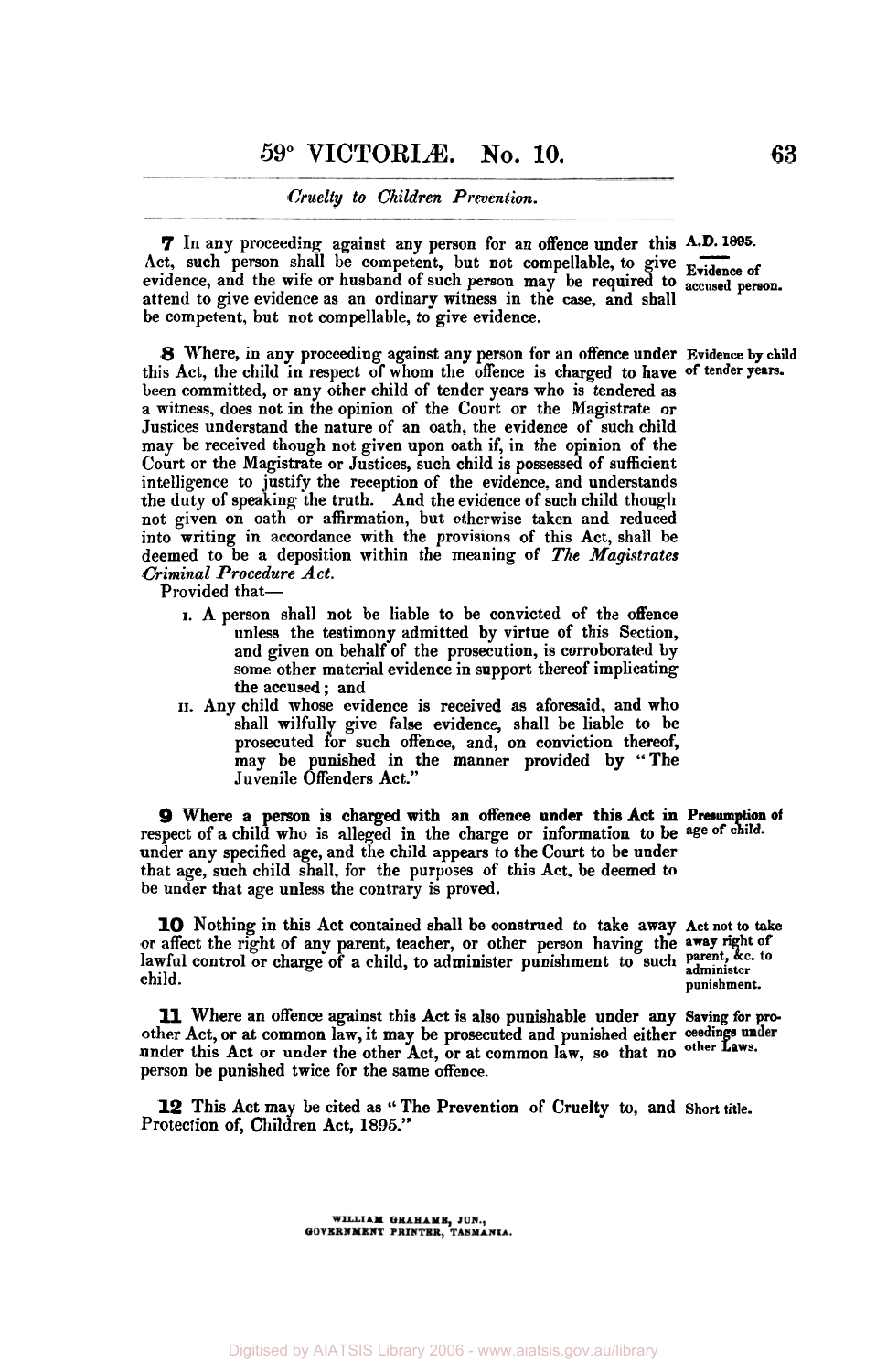*Cruelty to Children Prevention.*

A.D. 1895.

**Evidence of accused person.**

**7** In any proceeding against any person for an offence under this Act, such person shall be competent, but not compellable, to give evidence, and the wife or husband of such person may be required to attend to give evidence as an ordinary witness in the case, and shall be competent, but not compellable, to give evidence.

**Evidence by child of tender years.**

**8** Where, in any proceeding against any person for an offence under this Act, the child in respect of whom the offence is charged to have been committed, or any other child of tender years who is tendered as a witness, does not in the opinion of the Court or the Magistrate or Justices understand the nature of an oath, the evidence of such child may be received though not given upon oath if, in the opinion of the Court or the Magistrate or Justices, such child is possessed of sufficient intelligence to justify the reception of the evidence, and understands the duty of speaking the truth. And the evidence of such child though not given on oath or affirmation, but otherwise taken and reduced into writing in accordance with the provisions of this Act, shall be deemed to be a deposition within the meaning of *The Magistrates Criminal Procedure Act.*

Provided that—

I. A person shall not be liable to be convicted of the offence unless the testimony admitted by virtue of this Section, and given on behalf of the prosecution, is corroborated by some other material evidence in support thereof implicating the accused; and

II. Any child whose evidence is received as aforesaid, and who shall wilfully give false evidence, shall be liable to be prosecuted for such offence, and, on conviction thereof, may be punished in the manner provided by "The Juvenile Offenders Act."

**Presumption of age of child.**

**9** Where a person is charged with an offence under this Act in respect of a child who is alleged in the charge or information to be under any specified age, and the child appears to the Court to be under that age, such child shall, for the purposes of this Act, be deemed to be under that age unless the contrary is proved.

**Act not to take away right of parent, &c. to administer punishment.**

**10** Nothing in this Act contained shall be construed to take away or affect the right of any parent, teacher, or other person having the lawful control or charge of a child, to administer punishment to such child.

**Saving for proceedings under other Laws.**

**11** Where an offence against this Act is also punishable under any other Act, or at common law, it may be prosecuted and punished either under this Act or under the other Act, or at common law, so that no person be punished twice for the same offence.

**Short title.**

**12** This Act may be cited as "The Prevention of Cruelty to, and Protection of, Children Act, 1895."

WILLIAM GRAHAME, JUN.,
GOVERNMENT PRINTER, TASMANIA.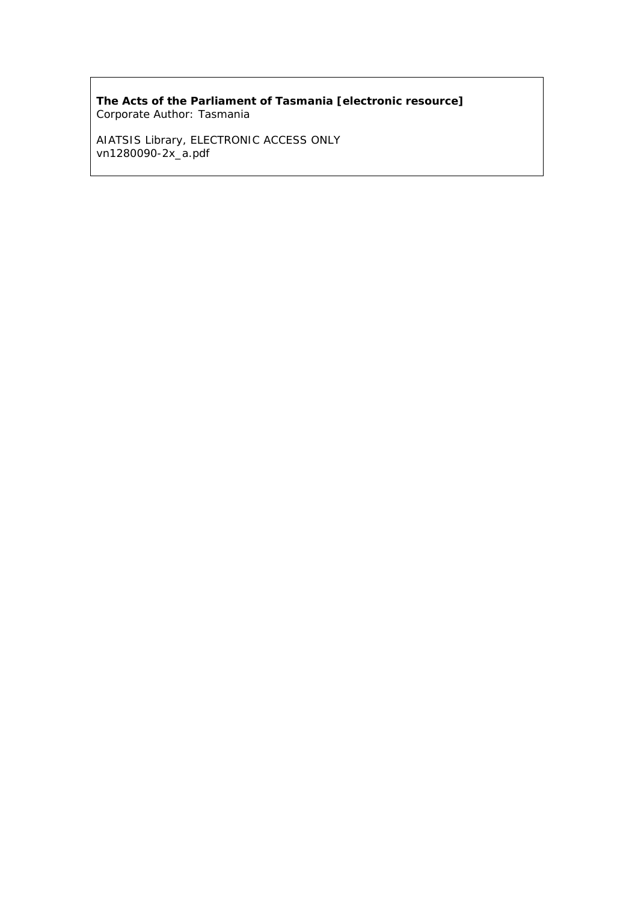**The Acts of the Parliament of Tasmania [electronic resource]**
Corporate Author: Tasmania

AIATSIS Library, ELECTRONIC ACCESS ONLY
vn1280090-2x_a.pdf